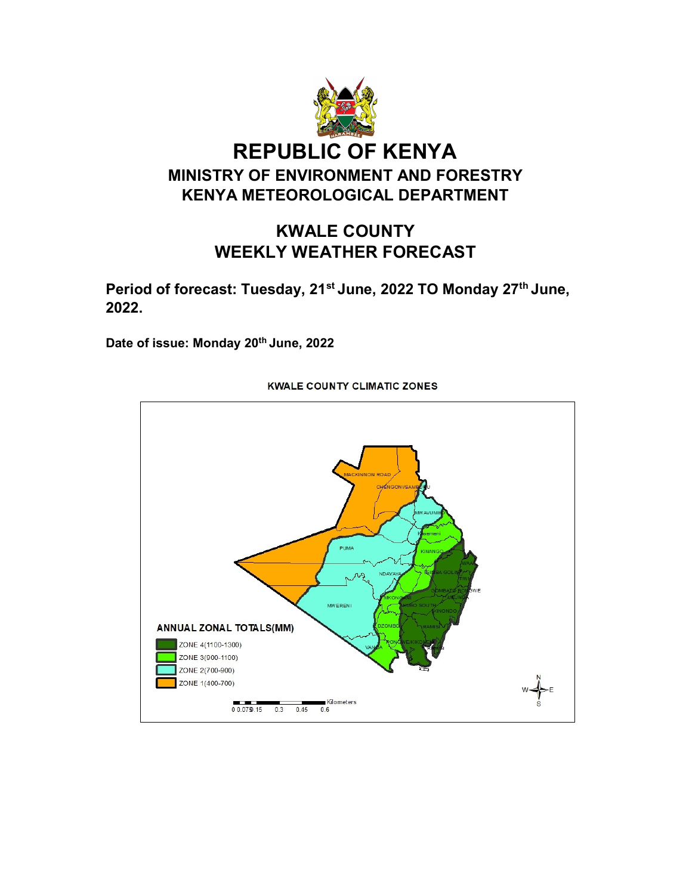# REPUBLIC OF KENYA

## MINISTRY OF ENVIRONMENT AND FORESTRY

## KENYA METEOROLOGICAL DEPARTMENT

## KWALE COUNTY WEEKLY WEATHER FORECAST

**Period of forecast: Tuesday, 21st June, 2022 TO Monday 27th June, 2022.**

**Date of issue: Monday 20th June, 2022**

**KWALE COUNTY CLIMATIC ZONES**

**ANNUAL ZONAL TOTALS(MM)**

- ZONE 4(1100-1300)
- ZONE 3(900-1100)
- ZONE 2(700-900)
- ZONE 1(400-700)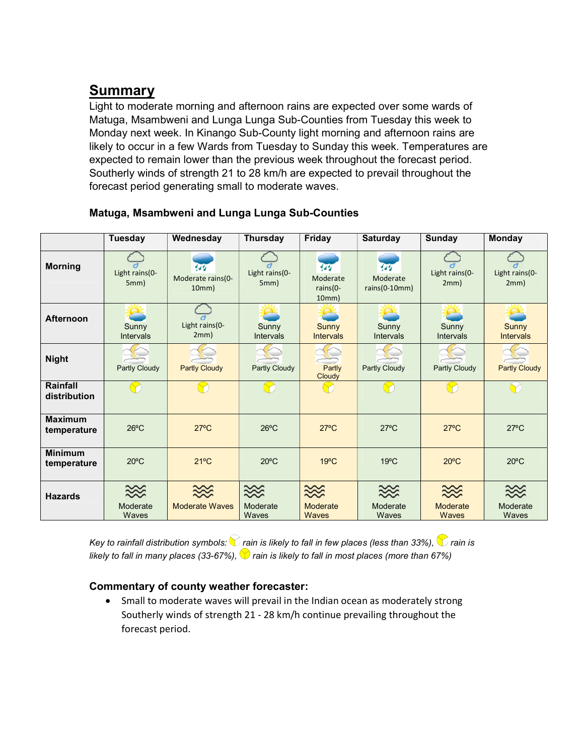## Summary

Light to moderate morning and afternoon rains are expected over some wards of Matuga, Msambweni and Lunga Lunga Sub-Counties from Tuesday this week to Monday next week. In Kinango Sub-County light morning and afternoon rains are likely to occur in a few Wards from Tuesday to Sunday this week. Temperatures are expected to remain lower than the previous week throughout the forecast period. Southerly winds of strength 21 to 28 km/h are expected to prevail throughout the forecast period generating small to moderate waves.

### Matuga, Msambweni and Lunga Lunga Sub-Counties

| | Tuesday | Wednesday | Thursday | Friday | Saturday | Sunday | Monday |
|---|---|---|---|---|---|---|---|
| **Morning** | Light rains(0-5mm) | Moderate rains(0-10mm) | Light rains(0-5mm) | Moderate rains(0-10mm) | Moderate rains(0-10mm) | Light rains(0-2mm) | Light rains(0-2mm) |
| **Afternoon** | Sunny Intervals | Light rains(0-2mm) | Sunny Intervals | Sunny Intervals | Sunny Intervals | Sunny Intervals | Sunny Intervals |
| **Night** | Partly Cloudy | Partly Cloudy | Partly Cloudy | Partly Cloudy | Partly Cloudy | Partly Cloudy | Partly Cloudy |
| **Rainfall distribution** | | | | | | | |
| **Maximum temperature** | 26ºC | 27ºC | 26ºC | 27ºC | 27ºC | 27ºC | 27ºC |
| **Minimum temperature** | 20ºC | 21ºC | 20ºC | 19ºC | 19ºC | 20ºC | 20ºC |
| **Hazards** | Moderate Waves | Moderate Waves | Moderate Waves | Moderate Waves | Moderate Waves | Moderate Waves | Moderate Waves |

*Key to rainfall distribution symbols: rain is likely to fall in few places (less than 33%), rain is likely to fall in many places (33-67%), rain is likely to fall in most places (more than 67%)*

### Commentary of county weather forecaster:

- Small to moderate waves will prevail in the Indian ocean as moderately strong Southerly winds of strength 21 - 28 km/h continue prevailing throughout the forecast period.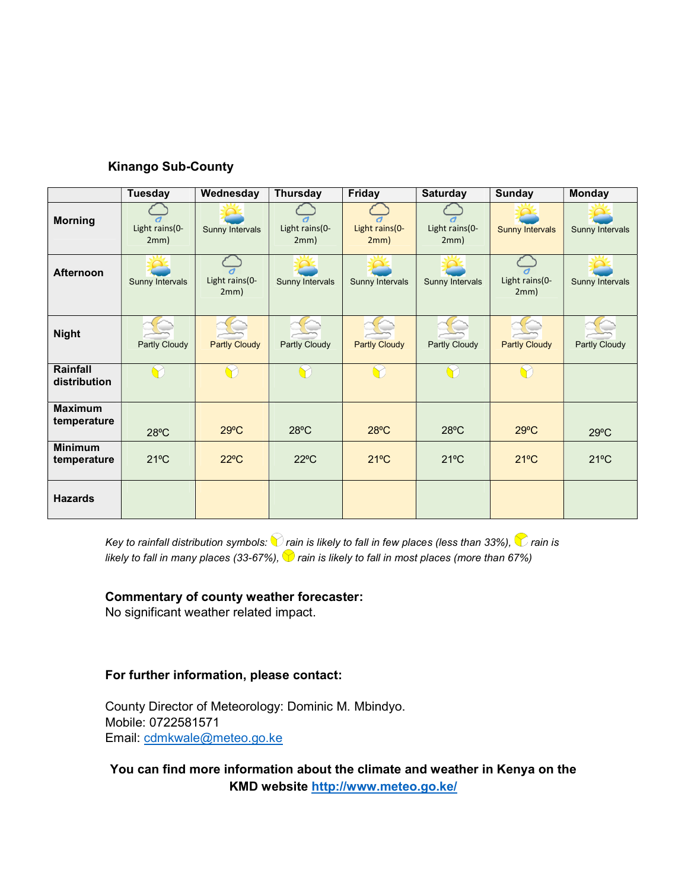### Kinango Sub-County

| | Tuesday | Wednesday | Thursday | Friday | Saturday | Sunday | Monday |
|---|---|---|---|---|---|---|---|
| **Morning** | Light rains(0-2mm) | Sunny Intervals | Light rains(0-2mm) | Light rains(0-2mm) | Light rains(0-2mm) | Sunny Intervals | Sunny Intervals |
| **Afternoon** | Sunny Intervals | Light rains(0-2mm) | Sunny Intervals | Sunny Intervals | Sunny Intervals | Light rains(0-2mm) | Sunny Intervals |
| **Night** | Partly Cloudy | Partly Cloudy | Partly Cloudy | Partly Cloudy | Partly Cloudy | Partly Cloudy | Partly Cloudy |
| **Rainfall distribution** | | | | | | | |
| **Maximum temperature** | 28ºC | 29ºC | 28ºC | 28ºC | 28ºC | 29ºC | 29ºC |
| **Minimum temperature** | 21ºC | 22ºC | 22ºC | 21ºC | 21ºC | 21ºC | 21ºC |
| **Hazards** | | | | | | | |

*Key to rainfall distribution symbols: rain is likely to fall in few places (less than 33%), rain is likely to fall in many places (33-67%), rain is likely to fall in most places (more than 67%)*

**Commentary of county weather forecaster:**
No significant weather related impact.

**For further information, please contact:**

County Director of Meteorology: Dominic M. Mbindyo.
Mobile: 0722581571
Email: cdmkwale@meteo.go.ke

**You can find more information about the climate and weather in Kenya on the KMD website http://www.meteo.go.ke/**